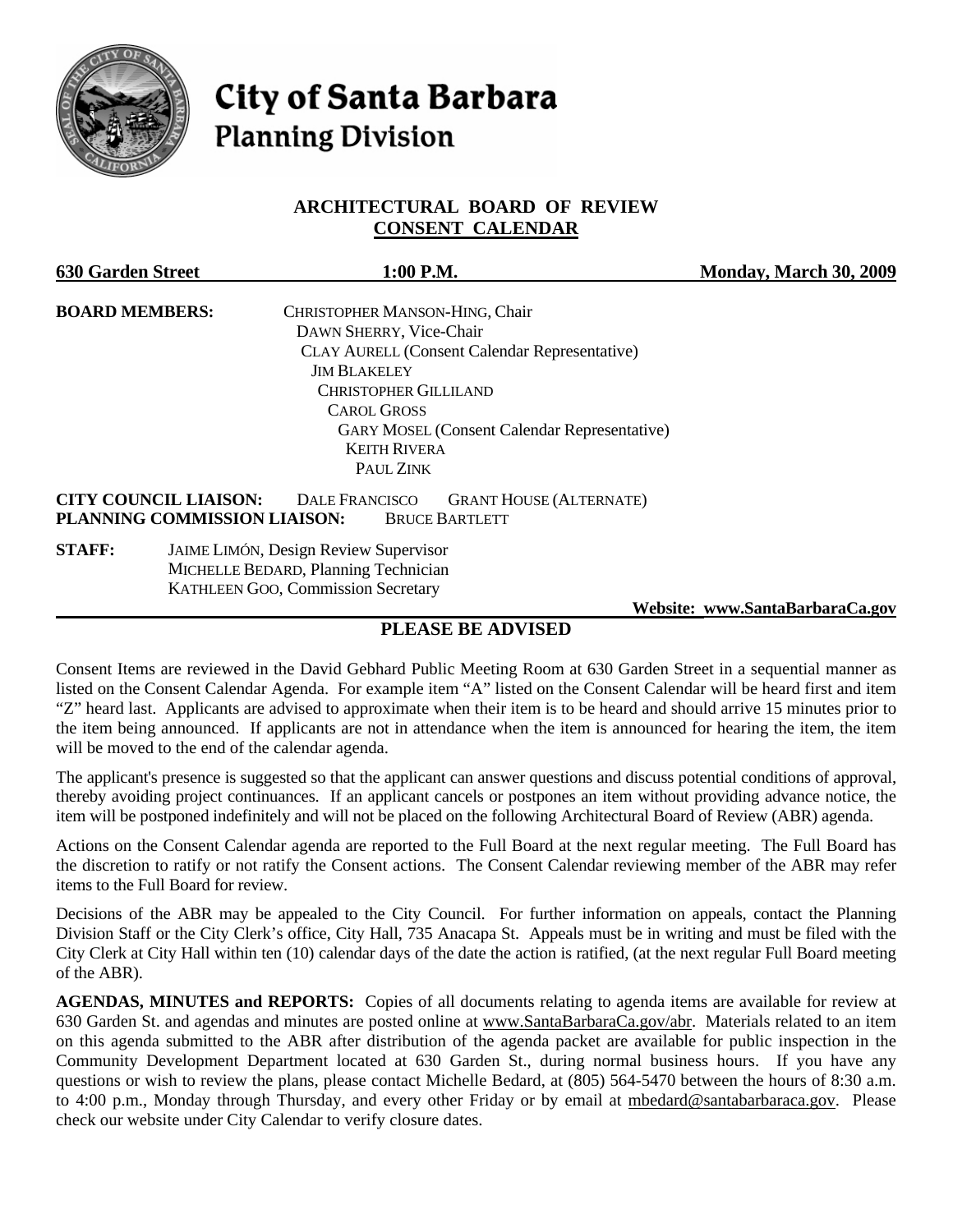# City of Santa Barbara
## Planning Division

### ARCHITECTURAL BOARD OF REVIEW
### CONSENT CALENDAR

**630 Garden Street** **1:00 P.M.** **Monday, March 30, 2009**

**BOARD MEMBERS:**
CHRISTOPHER MANSON-HING, Chair
DAWN SHERRY, Vice-Chair
CLAY AURELL (Consent Calendar Representative)
JIM BLAKELEY
CHRISTOPHER GILLILAND
CAROL GROSS
GARY MOSEL (Consent Calendar Representative)
KEITH RIVERA
PAUL ZINK

**CITY COUNCIL LIAISON:** DALE FRANCISCO GRANT HOUSE (ALTERNATE)
**PLANNING COMMISSION LIAISON:** BRUCE BARTLETT

**STAFF:**
JAIME LIMÓN, Design Review Supervisor
MICHELLE BEDARD, Planning Technician
KATHLEEN GOO, Commission Secretary

**Website: www.SantaBarbaraCa.gov**

## PLEASE BE ADVISED

Consent Items are reviewed in the David Gebhard Public Meeting Room at 630 Garden Street in a sequential manner as listed on the Consent Calendar Agenda. For example item "A" listed on the Consent Calendar will be heard first and item "Z" heard last. Applicants are advised to approximate when their item is to be heard and should arrive 15 minutes prior to the item being announced. If applicants are not in attendance when the item is announced for hearing the item, the item will be moved to the end of the calendar agenda.

The applicant's presence is suggested so that the applicant can answer questions and discuss potential conditions of approval, thereby avoiding project continuances. If an applicant cancels or postpones an item without providing advance notice, the item will be postponed indefinitely and will not be placed on the following Architectural Board of Review (ABR) agenda.

Actions on the Consent Calendar agenda are reported to the Full Board at the next regular meeting. The Full Board has the discretion to ratify or not ratify the Consent actions. The Consent Calendar reviewing member of the ABR may refer items to the Full Board for review.

Decisions of the ABR may be appealed to the City Council. For further information on appeals, contact the Planning Division Staff or the City Clerk's office, City Hall, 735 Anacapa St. Appeals must be in writing and must be filed with the City Clerk at City Hall within ten (10) calendar days of the date the action is ratified, (at the next regular Full Board meeting of the ABR).

**AGENDAS, MINUTES and REPORTS:** Copies of all documents relating to agenda items are available for review at 630 Garden St. and agendas and minutes are posted online at www.SantaBarbaraCa.gov/abr. Materials related to an item on this agenda submitted to the ABR after distribution of the agenda packet are available for public inspection in the Community Development Department located at 630 Garden St., during normal business hours. If you have any questions or wish to review the plans, please contact Michelle Bedard, at (805) 564-5470 between the hours of 8:30 a.m. to 4:00 p.m., Monday through Thursday, and every other Friday or by email at mbedard@santabarbaraca.gov. Please check our website under City Calendar to verify closure dates.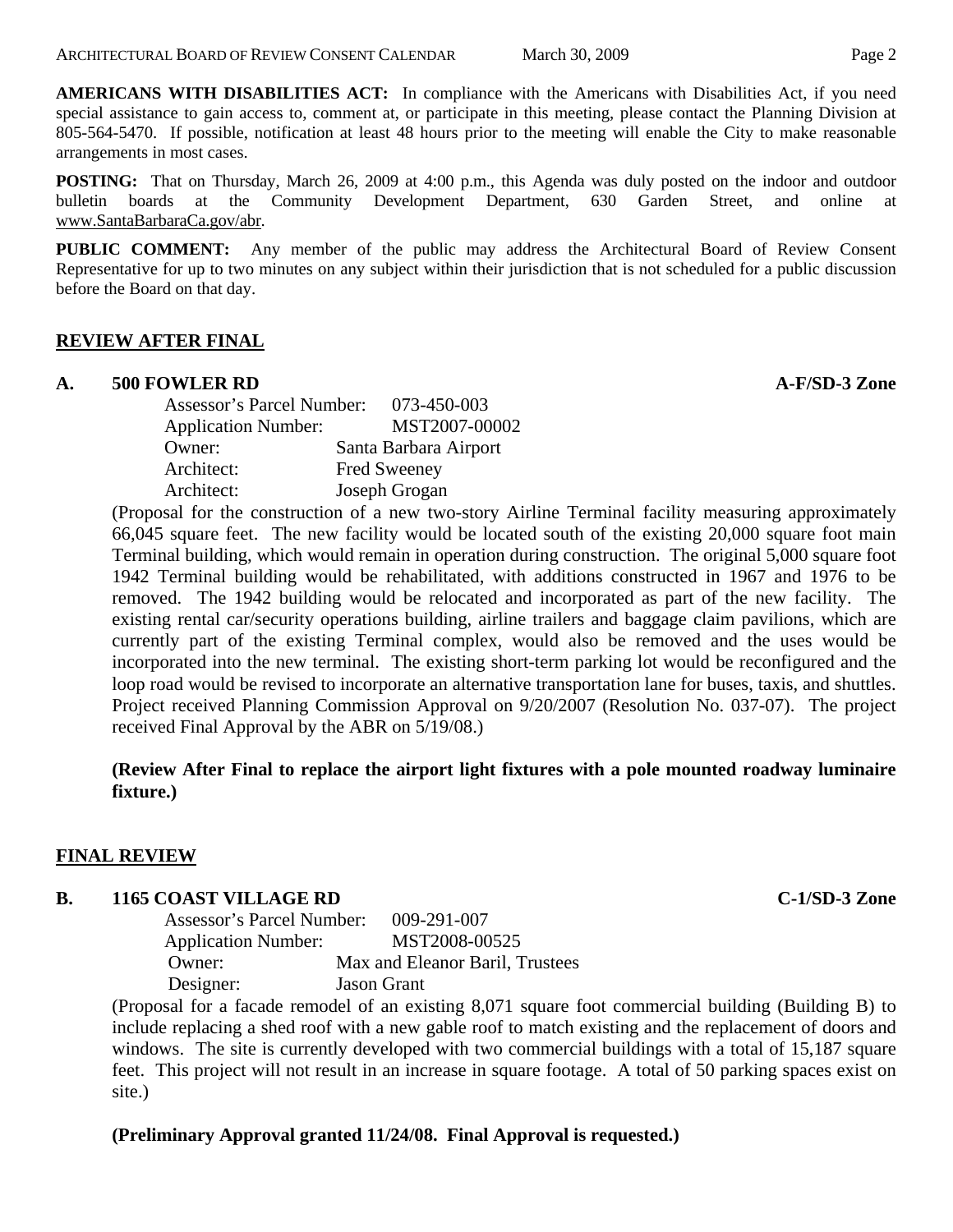**AMERICANS WITH DISABILITIES ACT:** In compliance with the Americans with Disabilities Act, if you need special assistance to gain access to, comment at, or participate in this meeting, please contact the Planning Division at 805-564-5470. If possible, notification at least 48 hours prior to the meeting will enable the City to make reasonable arrangements in most cases.

**POSTING:** That on Thursday, March 26, 2009 at 4:00 p.m., this Agenda was duly posted on the indoor and outdoor bulletin boards at the Community Development Department, 630 Garden Street, and online at www.SantaBarbaraCa.gov/abr.

**PUBLIC COMMENT:** Any member of the public may address the Architectural Board of Review Consent Representative for up to two minutes on any subject within their jurisdiction that is not scheduled for a public discussion before the Board on that day.

## REVIEW AFTER FINAL

### A. 500 FOWLER RD — A-F/SD-3 Zone

Assessor's Parcel Number: 073-450-003
Application Number: MST2007-00002
Owner: Santa Barbara Airport
Architect: Fred Sweeney
Architect: Joseph Grogan

(Proposal for the construction of a new two-story Airline Terminal facility measuring approximately 66,045 square feet. The new facility would be located south of the existing 20,000 square foot main Terminal building, which would remain in operation during construction. The original 5,000 square foot 1942 Terminal building would be rehabilitated, with additions constructed in 1967 and 1976 to be removed. The 1942 building would be relocated and incorporated as part of the new facility. The existing rental car/security operations building, airline trailers and baggage claim pavilions, which are currently part of the existing Terminal complex, would also be removed and the uses would be incorporated into the new terminal. The existing short-term parking lot would be reconfigured and the loop road would be revised to incorporate an alternative transportation lane for buses, taxis, and shuttles. Project received Planning Commission Approval on 9/20/2007 (Resolution No. 037-07). The project received Final Approval by the ABR on 5/19/08.)

**(Review After Final to replace the airport light fixtures with a pole mounted roadway luminaire fixture.)**

## FINAL REVIEW

### B. 1165 COAST VILLAGE RD — C-1/SD-3 Zone

Assessor's Parcel Number: 009-291-007
Application Number: MST2008-00525
Owner: Max and Eleanor Baril, Trustees
Designer: Jason Grant

(Proposal for a facade remodel of an existing 8,071 square foot commercial building (Building B) to include replacing a shed roof with a new gable roof to match existing and the replacement of doors and windows. The site is currently developed with two commercial buildings with a total of 15,187 square feet. This project will not result in an increase in square footage. A total of 50 parking spaces exist on site.)

**(Preliminary Approval granted 11/24/08. Final Approval is requested.)**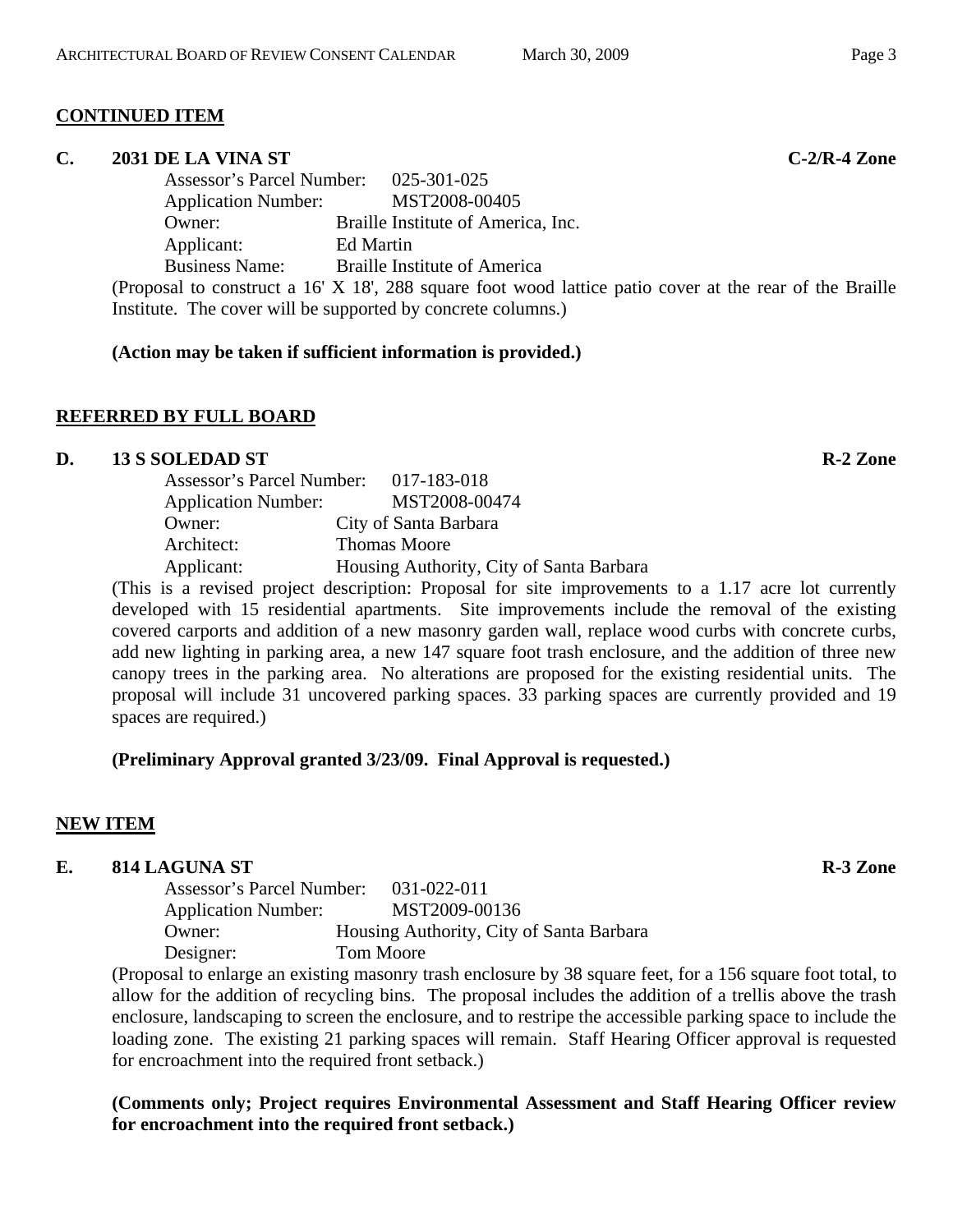**CONTINUED ITEM**

**C. 2031 DE LA VINA ST** **C-2/R-4 Zone**

Assessor's Parcel Number: 025-301-025
Application Number: MST2008-00405
Owner: Braille Institute of America, Inc.
Applicant: Ed Martin
Business Name: Braille Institute of America

(Proposal to construct a 16' X 18', 288 square foot wood lattice patio cover at the rear of the Braille Institute. The cover will be supported by concrete columns.)

**(Action may be taken if sufficient information is provided.)**

**REFERRED BY FULL BOARD**

**D. 13 S SOLEDAD ST** **R-2 Zone**

Assessor's Parcel Number: 017-183-018
Application Number: MST2008-00474
Owner: City of Santa Barbara
Architect: Thomas Moore
Applicant: Housing Authority, City of Santa Barbara

(This is a revised project description: Proposal for site improvements to a 1.17 acre lot currently developed with 15 residential apartments. Site improvements include the removal of the existing covered carports and addition of a new masonry garden wall, replace wood curbs with concrete curbs, add new lighting in parking area, a new 147 square foot trash enclosure, and the addition of three new canopy trees in the parking area. No alterations are proposed for the existing residential units. The proposal will include 31 uncovered parking spaces. 33 parking spaces are currently provided and 19 spaces are required.)

**(Preliminary Approval granted 3/23/09. Final Approval is requested.)**

**NEW ITEM**

**E. 814 LAGUNA ST** **R-3 Zone**

Assessor's Parcel Number: 031-022-011
Application Number: MST2009-00136
Owner: Housing Authority, City of Santa Barbara
Designer: Tom Moore

(Proposal to enlarge an existing masonry trash enclosure by 38 square feet, for a 156 square foot total, to allow for the addition of recycling bins. The proposal includes the addition of a trellis above the trash enclosure, landscaping to screen the enclosure, and to restripe the accessible parking space to include the loading zone. The existing 21 parking spaces will remain. Staff Hearing Officer approval is requested for encroachment into the required front setback.)

**(Comments only; Project requires Environmental Assessment and Staff Hearing Officer review for encroachment into the required front setback.)**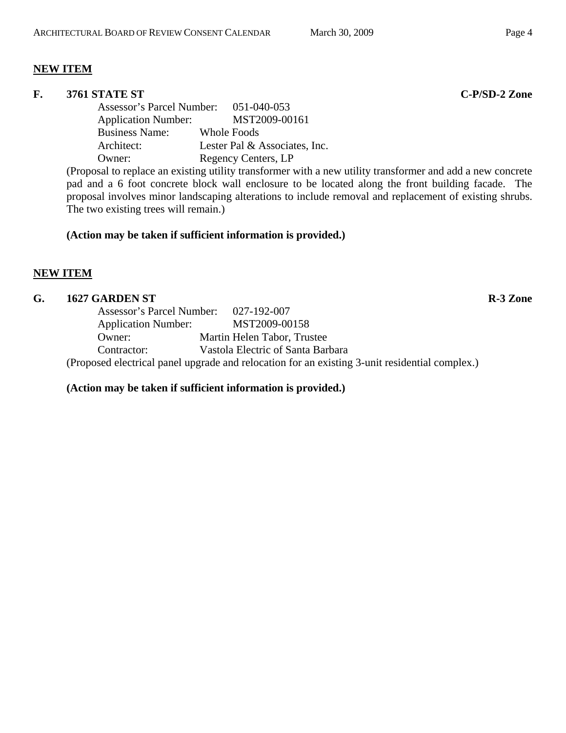**NEW ITEM**

**F. 3761 STATE ST** **C-P/SD-2 Zone**

Assessor's Parcel Number: 051-040-053
Application Number: MST2009-00161
Business Name: Whole Foods
Architect: Lester Pal & Associates, Inc.
Owner: Regency Centers, LP

(Proposal to replace an existing utility transformer with a new utility transformer and add a new concrete pad and a 6 foot concrete block wall enclosure to be located along the front building facade. The proposal involves minor landscaping alterations to include removal and replacement of existing shrubs. The two existing trees will remain.)

**(Action may be taken if sufficient information is provided.)**

**NEW ITEM**

**G. 1627 GARDEN ST** **R-3 Zone**

Assessor's Parcel Number: 027-192-007
Application Number: MST2009-00158
Owner: Martin Helen Tabor, Trustee
Contractor: Vastola Electric of Santa Barbara

(Proposed electrical panel upgrade and relocation for an existing 3-unit residential complex.)

**(Action may be taken if sufficient information is provided.)**